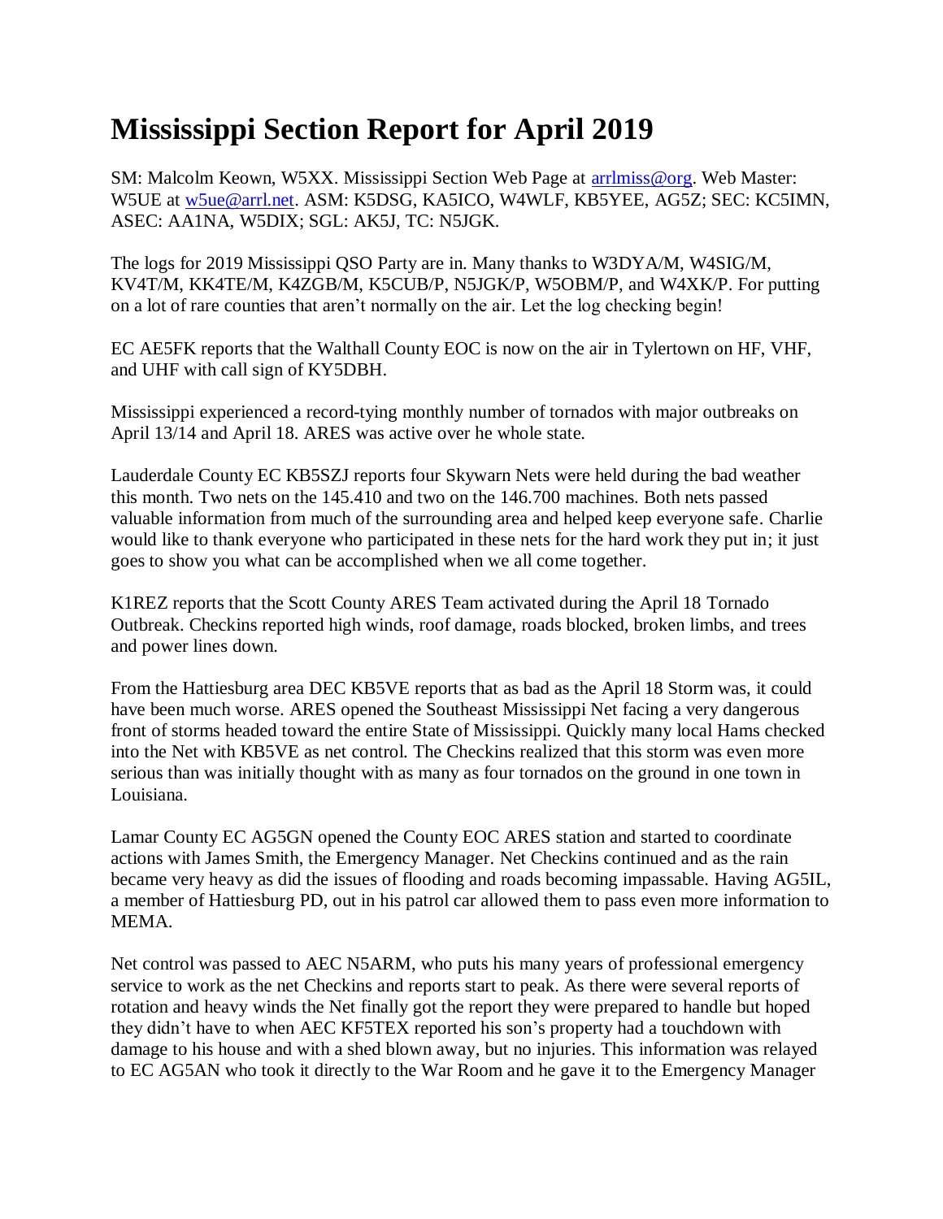# Mississippi Section Report for April 2019

SM: Malcolm Keown, W5XX. Mississippi Section Web Page at [arrlmiss@org](arrlmiss@org). Web Master: W5UE at [w5ue@arrl.net](mailto:w5ue@arrl.net). ASM: K5DSG, KA5ICO, W4WLF, KB5YEE, AG5Z; SEC: KC5IMN, ASEC: AA1NA, W5DIX; SGL: AK5J, TC: N5JGK.

The logs for 2019 Mississippi QSO Party are in. Many thanks to W3DYA/M, W4SIG/M, KV4T/M, KK4TE/M, K4ZGB/M, K5CUB/P, N5JGK/P, W5OBM/P, and W4XK/P. For putting on a lot of rare counties that aren't normally on the air. Let the log checking begin!

EC AE5FK reports that the Walthall County EOC is now on the air in Tylertown on HF, VHF, and UHF with call sign of KY5DBH.

Mississippi experienced a record-tying monthly number of tornados with major outbreaks on April 13/14 and April 18. ARES was active over he whole state.

Lauderdale County EC KB5SZJ reports four Skywarn Nets were held during the bad weather this month. Two nets on the 145.410 and two on the 146.700 machines. Both nets passed valuable information from much of the surrounding area and helped keep everyone safe. Charlie would like to thank everyone who participated in these nets for the hard work they put in; it just goes to show you what can be accomplished when we all come together.

K1REZ reports that the Scott County ARES Team activated during the April 18 Tornado Outbreak. Checkins reported high winds, roof damage, roads blocked, broken limbs, and trees and power lines down.

From the Hattiesburg area DEC KB5VE reports that as bad as the April 18 Storm was, it could have been much worse. ARES opened the Southeast Mississippi Net facing a very dangerous front of storms headed toward the entire State of Mississippi. Quickly many local Hams checked into the Net with KB5VE as net control. The Checkins realized that this storm was even more serious than was initially thought with as many as four tornados on the ground in one town in Louisiana.

Lamar County EC AG5GN opened the County EOC ARES station and started to coordinate actions with James Smith, the Emergency Manager. Net Checkins continued and as the rain became very heavy as did the issues of flooding and roads becoming impassable. Having AG5IL, a member of Hattiesburg PD, out in his patrol car allowed them to pass even more information to MEMA.

Net control was passed to AEC N5ARM, who puts his many years of professional emergency service to work as the net Checkins and reports start to peak. As there were several reports of rotation and heavy winds the Net finally got the report they were prepared to handle but hoped they didn't have to when AEC KF5TEX reported his son's property had a touchdown with damage to his house and with a shed blown away, but no injuries. This information was relayed to EC AG5AN who took it directly to the War Room and he gave it to the Emergency Manager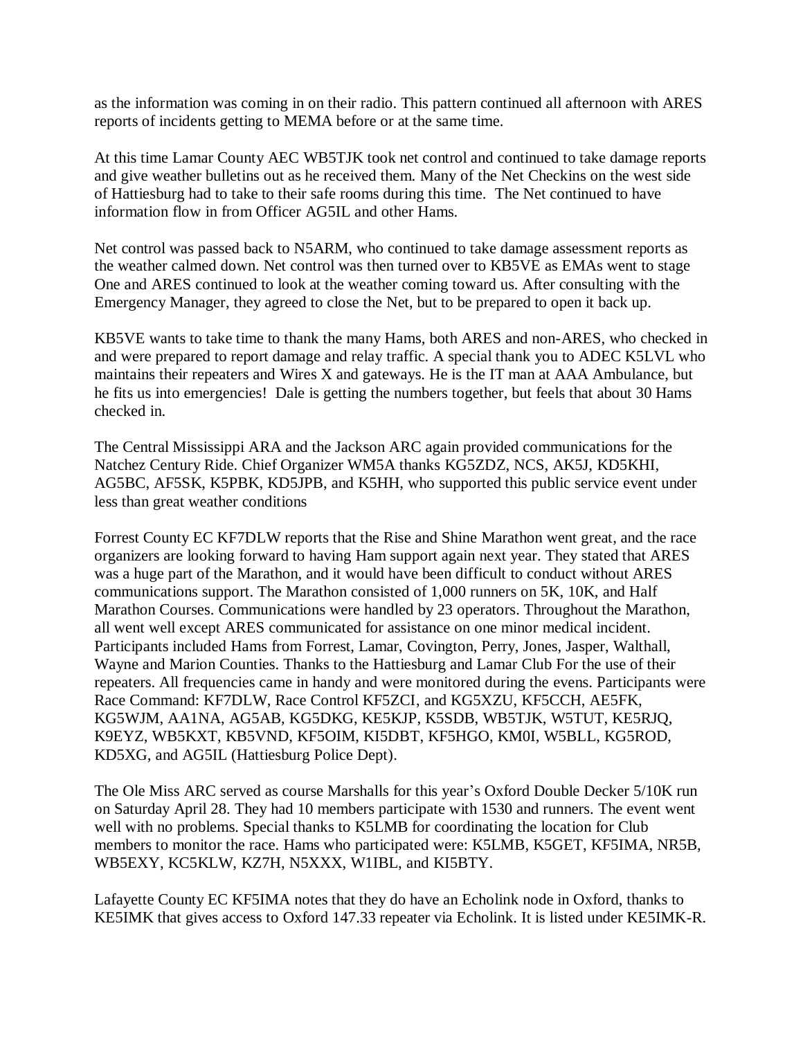as the information was coming in on their radio. This pattern continued all afternoon with ARES reports of incidents getting to MEMA before or at the same time.

At this time Lamar County AEC WB5TJK took net control and continued to take damage reports and give weather bulletins out as he received them. Many of the Net Checkins on the west side of Hattiesburg had to take to their safe rooms during this time. The Net continued to have information flow in from Officer AG5IL and other Hams.

Net control was passed back to N5ARM, who continued to take damage assessment reports as the weather calmed down. Net control was then turned over to KB5VE as EMAs went to stage One and ARES continued to look at the weather coming toward us. After consulting with the Emergency Manager, they agreed to close the Net, but to be prepared to open it back up.

KB5VE wants to take time to thank the many Hams, both ARES and non-ARES, who checked in and were prepared to report damage and relay traffic. A special thank you to ADEC K5LVL who maintains their repeaters and Wires X and gateways. He is the IT man at AAA Ambulance, but he fits us into emergencies! Dale is getting the numbers together, but feels that about 30 Hams checked in.

The Central Mississippi ARA and the Jackson ARC again provided communications for the Natchez Century Ride. Chief Organizer WM5A thanks KG5ZDZ, NCS, AK5J, KD5KHI, AG5BC, AF5SK, K5PBK, KD5JPB, and K5HH, who supported this public service event under less than great weather conditions

Forrest County EC KF7DLW reports that the Rise and Shine Marathon went great, and the race organizers are looking forward to having Ham support again next year. They stated that ARES was a huge part of the Marathon, and it would have been difficult to conduct without ARES communications support. The Marathon consisted of 1,000 runners on 5K, 10K, and Half Marathon Courses. Communications were handled by 23 operators. Throughout the Marathon, all went well except ARES communicated for assistance on one minor medical incident. Participants included Hams from Forrest, Lamar, Covington, Perry, Jones, Jasper, Walthall, Wayne and Marion Counties. Thanks to the Hattiesburg and Lamar Club For the use of their repeaters. All frequencies came in handy and were monitored during the evens. Participants were Race Command: KF7DLW, Race Control KF5ZCI, and KG5XZU, KF5CCH, AE5FK, KG5WJM, AA1NA, AG5AB, KG5DKG, KE5KJP, K5SDB, WB5TJK, W5TUT, KE5RJQ, K9EYZ, WB5KXT, KB5VND, KF5OIM, KI5DBT, KF5HGO, KM0I, W5BLL, KG5ROD, KD5XG, and AG5IL (Hattiesburg Police Dept).

The Ole Miss ARC served as course Marshalls for this year's Oxford Double Decker 5/10K run on Saturday April 28. They had 10 members participate with 1530 and runners. The event went well with no problems. Special thanks to K5LMB for coordinating the location for Club members to monitor the race. Hams who participated were: K5LMB, K5GET, KF5IMA, NR5B, WB5EXY, KC5KLW, KZ7H, N5XXX, W1IBL, and KI5BTY.

Lafayette County EC KF5IMA notes that they do have an Echolink node in Oxford, thanks to KE5IMK that gives access to Oxford 147.33 repeater via Echolink. It is listed under KE5IMK-R.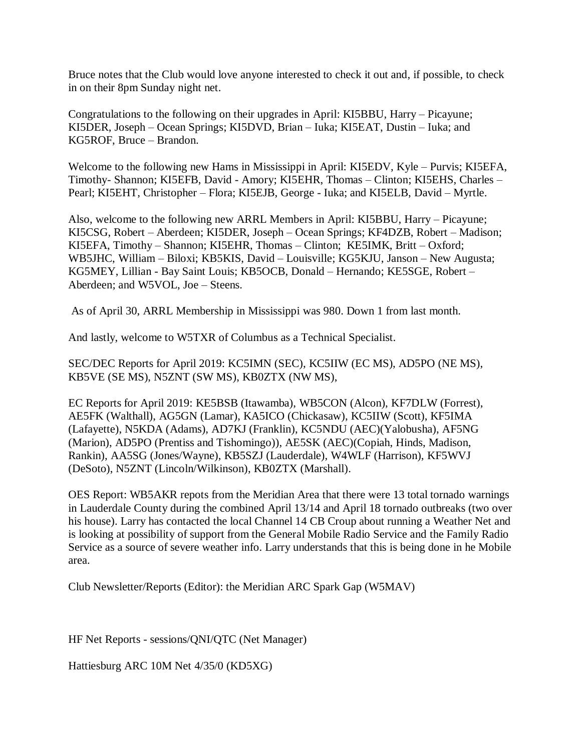Bruce notes that the Club would love anyone interested to check it out and, if possible, to check in on their 8pm Sunday night net.

Congratulations to the following on their upgrades in April: KI5BBU, Harry – Picayune; KI5DER, Joseph – Ocean Springs; KI5DVD, Brian – Iuka; KI5EAT, Dustin – Iuka; and KG5ROF, Bruce – Brandon.

Welcome to the following new Hams in Mississippi in April: KI5EDV, Kyle – Purvis; KI5EFA, Timothy- Shannon; KI5EFB, David - Amory; KI5EHR, Thomas – Clinton; KI5EHS, Charles – Pearl; KI5EHT, Christopher – Flora; KI5EJB, George - Iuka; and KI5ELB, David – Myrtle.

Also, welcome to the following new ARRL Members in April: KI5BBU, Harry – Picayune; KI5CSG, Robert – Aberdeen; KI5DER, Joseph – Ocean Springs; KF4DZB, Robert – Madison; KI5EFA, Timothy – Shannon; KI5EHR, Thomas – Clinton; KE5IMK, Britt – Oxford; WB5JHC, William – Biloxi; KB5KIS, David – Louisville; KG5KJU, Janson – New Augusta; KG5MEY, Lillian - Bay Saint Louis; KB5OCB, Donald – Hernando; KE5SGE, Robert – Aberdeen; and W5VOL, Joe – Steens.

As of April 30, ARRL Membership in Mississippi was 980. Down 1 from last month.

And lastly, welcome to W5TXR of Columbus as a Technical Specialist.

SEC/DEC Reports for April 2019: KC5IMN (SEC), KC5IIW (EC MS), AD5PO (NE MS), KB5VE (SE MS), N5ZNT (SW MS), KB0ZTX (NW MS),

EC Reports for April 2019: KE5BSB (Itawamba), WB5CON (Alcon), KF7DLW (Forrest), AE5FK (Walthall), AG5GN (Lamar), KA5ICO (Chickasaw), KC5IIW (Scott), KF5IMA (Lafayette), N5KDA (Adams), AD7KJ (Franklin), KC5NDU (AEC)(Yalobusha), AF5NG (Marion), AD5PO (Prentiss and Tishomingo)), AE5SK (AEC)(Copiah, Hinds, Madison, Rankin), AA5SG (Jones/Wayne), KB5SZJ (Lauderdale), W4WLF (Harrison), KF5WVJ (DeSoto), N5ZNT (Lincoln/Wilkinson), KB0ZTX (Marshall).

OES Report: WB5AKR repots from the Meridian Area that there were 13 total tornado warnings in Lauderdale County during the combined April 13/14 and April 18 tornado outbreaks (two over his house). Larry has contacted the local Channel 14 CB Croup about running a Weather Net and is looking at possibility of support from the General Mobile Radio Service and the Family Radio Service as a source of severe weather info. Larry understands that this is being done in he Mobile area.

Club Newsletter/Reports (Editor): the Meridian ARC Spark Gap (W5MAV)

HF Net Reports - sessions/QNI/QTC (Net Manager)

Hattiesburg ARC 10M Net 4/35/0 (KD5XG)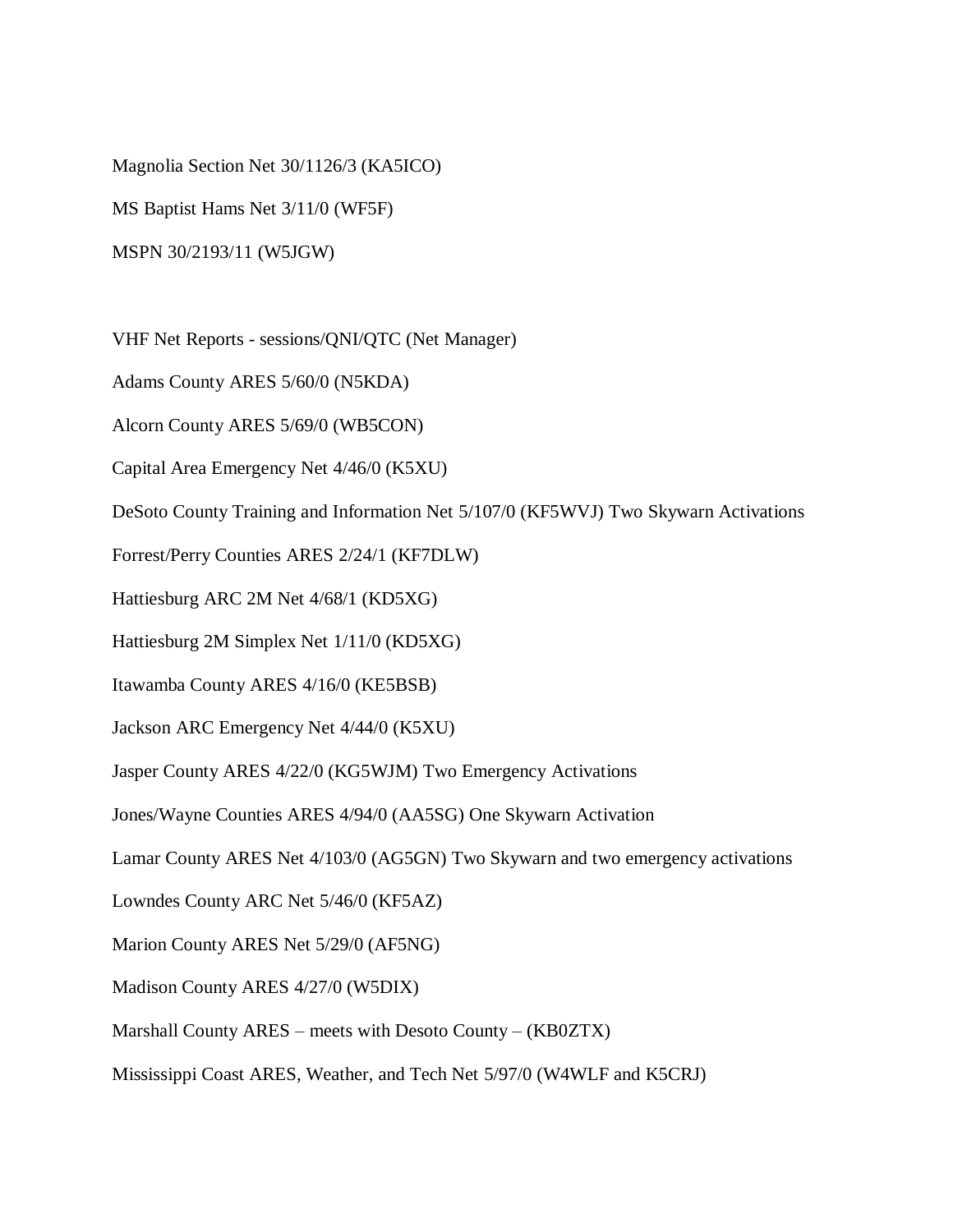Magnolia Section Net 30/1126/3 (KA5ICO)

MS Baptist Hams Net 3/11/0 (WF5F)

MSPN 30/2193/11 (W5JGW)

VHF Net Reports - sessions/QNI/QTC (Net Manager)

Adams County ARES 5/60/0 (N5KDA)

Alcorn County ARES 5/69/0 (WB5CON)

Capital Area Emergency Net 4/46/0 (K5XU)

DeSoto County Training and Information Net 5/107/0 (KF5WVJ) Two Skywarn Activations

Forrest/Perry Counties ARES 2/24/1 (KF7DLW)

Hattiesburg ARC 2M Net 4/68/1 (KD5XG)

Hattiesburg 2M Simplex Net 1/11/0 (KD5XG)

Itawamba County ARES 4/16/0 (KE5BSB)

Jackson ARC Emergency Net 4/44/0 (K5XU)

Jasper County ARES 4/22/0 (KG5WJM) Two Emergency Activations

Jones/Wayne Counties ARES 4/94/0 (AA5SG) One Skywarn Activation

Lamar County ARES Net 4/103/0 (AG5GN) Two Skywarn and two emergency activations

Lowndes County ARC Net 5/46/0 (KF5AZ)

Marion County ARES Net 5/29/0 (AF5NG)

Madison County ARES 4/27/0 (W5DIX)

Marshall County ARES – meets with Desoto County – (KB0ZTX)

Mississippi Coast ARES, Weather, and Tech Net 5/97/0 (W4WLF and K5CRJ)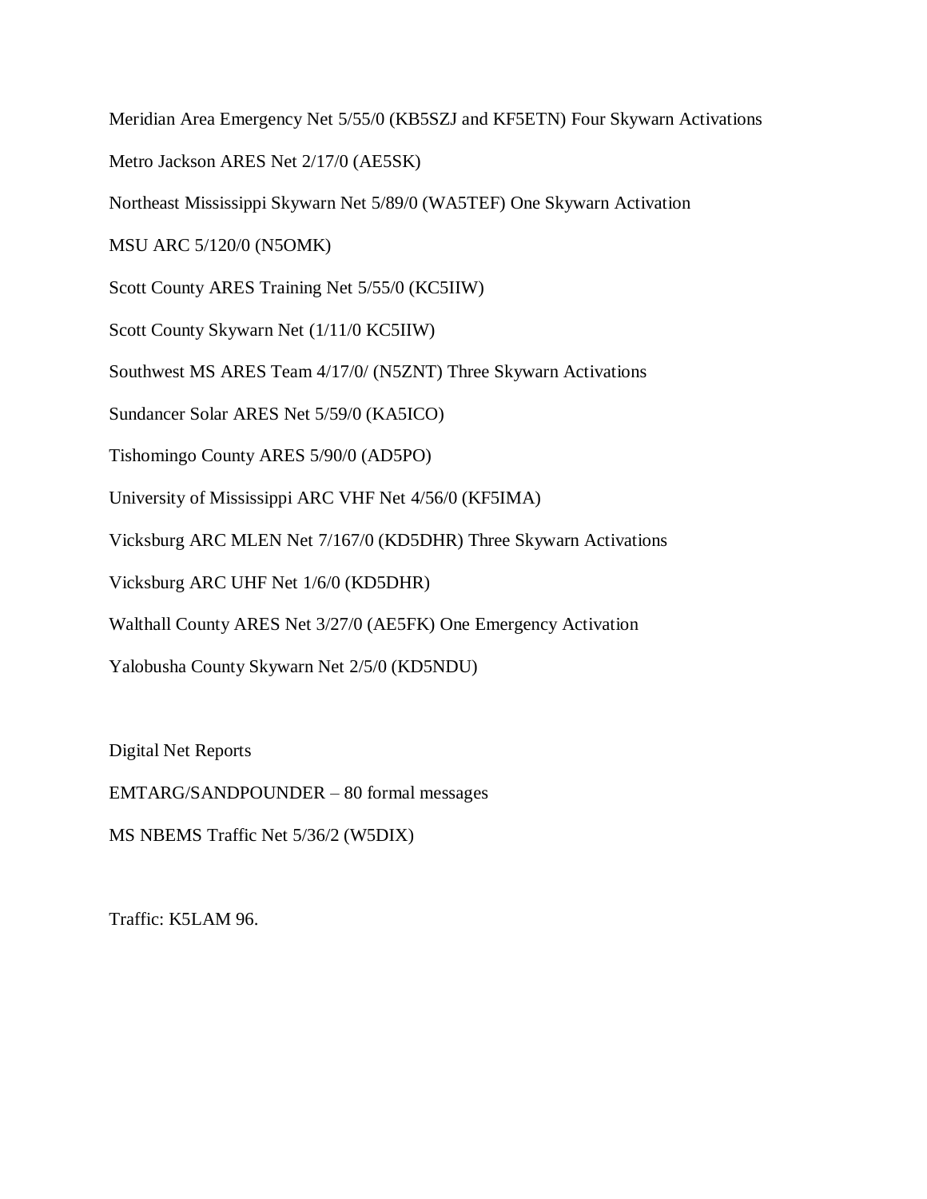Meridian Area Emergency Net 5/55/0 (KB5SZJ and KF5ETN) Four Skywarn Activations

Metro Jackson ARES Net 2/17/0 (AE5SK)

Northeast Mississippi Skywarn Net 5/89/0 (WA5TEF) One Skywarn Activation

MSU ARC 5/120/0 (N5OMK)

Scott County ARES Training Net 5/55/0 (KC5IIW)

Scott County Skywarn Net (1/11/0 KC5IIW)

Southwest MS ARES Team 4/17/0/ (N5ZNT) Three Skywarn Activations

Sundancer Solar ARES Net 5/59/0 (KA5ICO)

Tishomingo County ARES 5/90/0 (AD5PO)

University of Mississippi ARC VHF Net 4/56/0 (KF5IMA)

Vicksburg ARC MLEN Net 7/167/0 (KD5DHR) Three Skywarn Activations

Vicksburg ARC UHF Net 1/6/0 (KD5DHR)

Walthall County ARES Net 3/27/0 (AE5FK) One Emergency Activation

Yalobusha County Skywarn Net 2/5/0 (KD5NDU)

Digital Net Reports

EMTARG/SANDPOUNDER – 80 formal messages

MS NBEMS Traffic Net 5/36/2 (W5DIX)

Traffic: K5LAM 96.